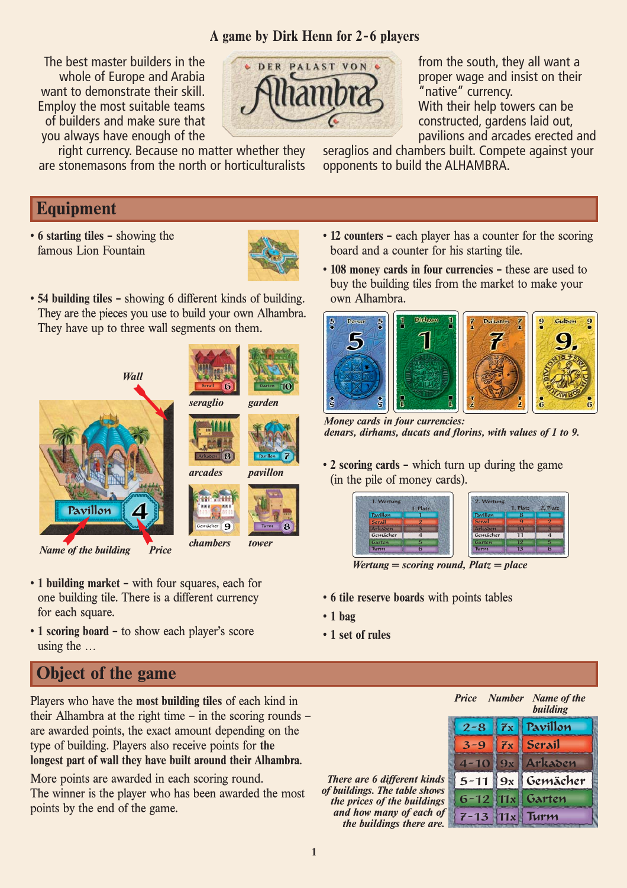**A game by Dirk Henn for 2-6 players**

DER PALAST VON Alhambra

The best master builders in the whole of Europe and Arabia want to demonstrate their skill. Employ the most suitable teams of builders and make sure that you always have enough of the right currency. Because no matter whether they are stonemasons from the north or horticulturalists from the south, they all want a proper wage and insist on their "native" currency. With their help towers can be constructed, gardens laid out, pavilions and arcades erected and seraglios and chambers built. Compete against your opponents to build the ALHAMBRA.

## Equipment

- **6 starting tiles** – showing the famous Lion Fountain
- **54 building tiles** – showing 6 different kinds of building. They are the pieces you use to build your own Alhambra. They have up to three wall segments on them.

*Wall*

*Name of the building* *Price*

*seraglio* *garden* *arcades* *pavilion* *chambers* *tower*

- **1 building market** – with four squares, each for one building tile. There is a different currency for each square.
- **1 scoring board** – to show each player's score using the …
- **12 counters** – each player has a counter for the scoring board and a counter for his starting tile.
- **108 money cards in four currencies** – these are used to buy the building tiles from the market to make your own Alhambra.

*Money cards in four currencies: denars, dirhams, ducats and florins, with values of 1 to 9.*

- **2 scoring cards** – which turn up during the game (in the pile of money cards).

*Wertung = scoring round, Platz = place*

- **6 tile reserve boards** with points tables
- **1 bag**
- **1 set of rules**

## Object of the game

Players who have the **most building tiles** of each kind in their Alhambra at the right time – in the scoring rounds – are awarded points, the exact amount depending on the type of building. Players also receive points for **the longest part of wall they have built around their Alhambra**.

More points are awarded in each scoring round. The winner is the player who has been awarded the most points by the end of the game.

*There are 6 different kinds of buildings. The table shows the prices of the buildings and how many of each of the buildings there are.*

| *Price* | *Number* | *Name of the building* |
|---|---|---|
| 2-8 | 7x | Pavillon |
| 3-9 | 7x | Serail |
| 4-10 | 9x | Arkaden |
| 5-11 | 9x | Gemächer |
| 6-12 | 11x | Garten |
| 7-13 | 11x | Turm |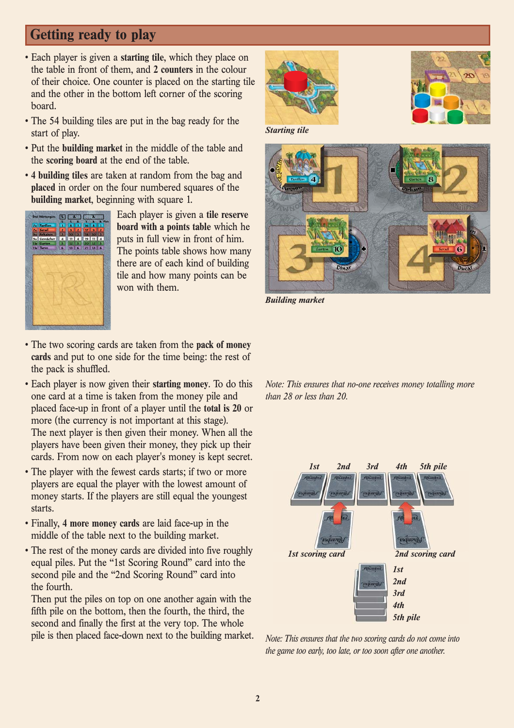## Getting ready to play

- Each player is given a **starting tile**, which they place on the table in front of them, and **2 counters** in the colour of their choice. One counter is placed on the starting tile and the other in the bottom left corner of the scoring board.
- The 54 building tiles are put in the bag ready for the start of play.
- Put the **building market** in the middle of the table and the **scoring board** at the end of the table.
- **4 building tiles** are taken at random from the bag and **placed** in order on the four numbered squares of the **building market**, beginning with square 1.

Each player is given a **tile reserve board with a points table** which he puts in full view in front of him. The points table shows how many there are of each kind of building tile and how many points can be won with them.

*Starting tile*

*Building market*

- The two scoring cards are taken from the **pack of money cards** and put to one side for the time being: the rest of the pack is shuffled.
- Each player is now given their **starting money**. To do this one card at a time is taken from the money pile and placed face-up in front of a player until the **total is 20** or more (the currency is not important at this stage). The next player is then given their money. When all the players have been given their money, they pick up their cards. From now on each player's money is kept secret.

*Note: This ensures that no-one receives money totalling more than 28 or less than 20.*

- The player with the fewest cards starts; if two or more players are equal the player with the lowest amount of money starts. If the players are still equal the youngest starts.
- Finally, **4 more money cards** are laid face-up in the middle of the table next to the building market.
- The rest of the money cards are divided into five roughly equal piles. Put the "1st Scoring Round" card into the second pile and the "2nd Scoring Round" card into the fourth.
  Then put the piles on top on one another again with the fifth pile on the bottom, then the fourth, the third, the second and finally the first at the very top. The whole pile is then placed face-down next to the building market.

1st 2nd 3rd 4th 5th pile

1st scoring card 2nd scoring card

1st 2nd 3rd 4th 5th pile

*Note: This ensures that the two scoring cards do not come into the game too early, too late, or too soon after one another.*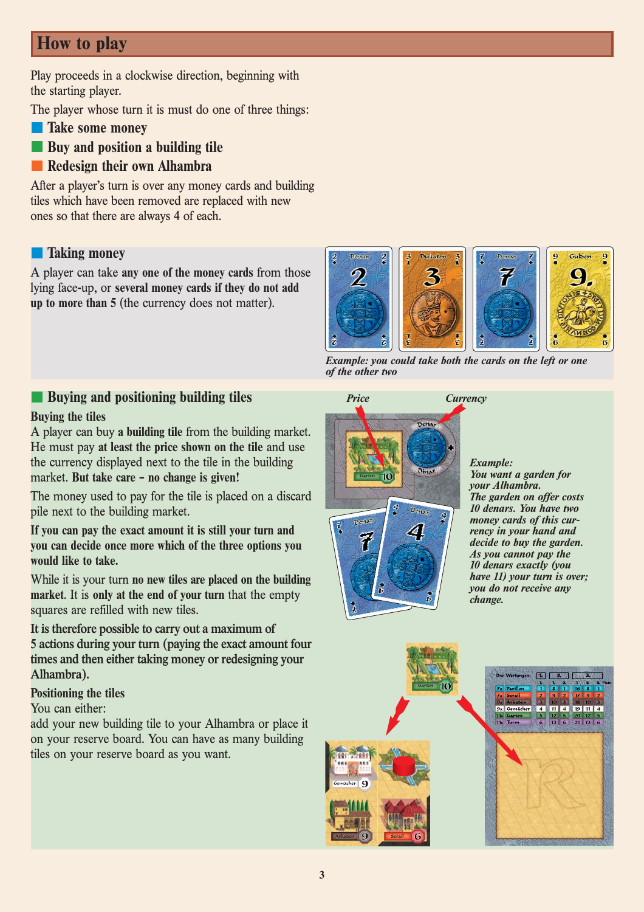## How to play

Play proceeds in a clockwise direction, beginning with the starting player.

The player whose turn it is must do one of three things:

- **Take some money**
- **Buy and position a building tile**
- **Redesign their own Alhambra**

After a player's turn is over any money cards and building tiles which have been removed are replaced with new ones so that there are always 4 of each.

### Taking money

A player can take **any one of the money cards** from those lying face-up, or **several money cards if they do not add up to more than 5** (the currency does not matter).

*Example: you could take both the cards on the left or one of the other two*

### Buying and positioning building tiles

**Buying the tiles**

A player can buy **a building tile** from the building market. He must pay **at least the price shown on the tile** and use the currency displayed next to the tile in the building market. **But take care – no change is given!**

The money used to pay for the tile is placed on a discard pile next to the building market.

**If you can pay the exact amount it is still your turn and you can decide once more which of the three options you would like to take.**

While it is your turn **no new tiles are placed on the building market**. It is **only at the end of your turn** that the empty squares are refilled with new tiles.

**It is therefore possible to carry out a maximum of 5 actions during your turn (paying the exact amount four times and then either taking money or redesigning your Alhambra).**

*Price* *Currency*

*Example:*
*You want a garden for your Alhambra.*
*The garden on offer costs 10 denars. You have two money cards of this currency in your hand and decide to buy the garden.*
*As you cannot pay the 10 denars exactly (you have 11) your turn is over; you do not receive any change.*

**Positioning the tiles**

You can either:
add your new building tile to your Alhambra or place it on your reserve board. You can have as many building tiles on your reserve board as you want.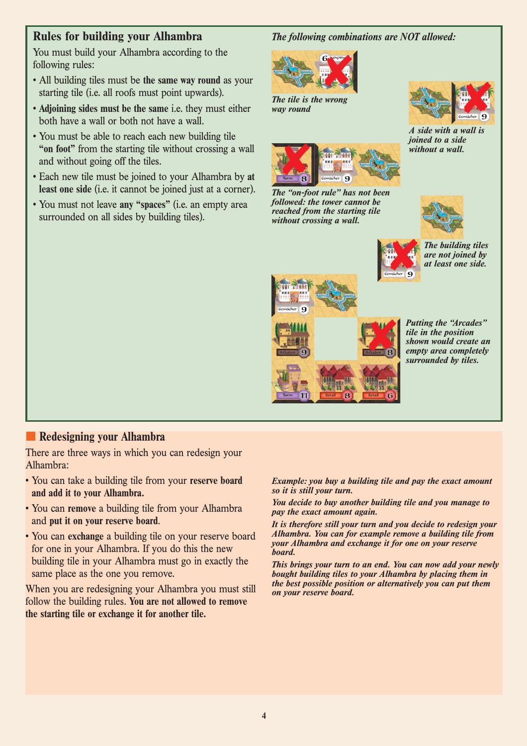## Rules for building your Alhambra

You must build your Alhambra according to the following rules:

- All building tiles must be **the same way round** as your starting tile (i.e. all roofs must point upwards).
- **Adjoining sides must be the same** i.e. they must either both have a wall or both not have a wall.
- You must be able to reach each new building tile **"on foot"** from the starting tile without crossing a wall and without going off the tiles.
- Each new tile must be joined to your Alhambra by **at least one side** (i.e. it cannot be joined just at a corner).
- You must not leave **any "spaces"** (i.e. an empty area surrounded on all sides by building tiles).

*The following combinations are NOT allowed:*

*The tile is the wrong way round*

*A side with a wall is joined to a side without a wall.*

*The "on-foot rule" has not been followed: the tower cannot be reached from the starting tile without crossing a wall.*

*The building tiles are not joined by at least one side.*

*Putting the "Arcades" tile in the position shown would create an empty area completely surrounded by tiles.*

## Redesigning your Alhambra

There are three ways in which you can redesign your Alhambra:

- You can take a building tile from your **reserve board and add it to your Alhambra.**
- You can **remove** a building tile from your Alhambra and **put it on your reserve board**.
- You can **exchange** a building tile on your reserve board for one in your Alhambra. If you do this the new building tile in your Alhambra must go in exactly the same place as the one you remove.

When you are redesigning your Alhambra you must still follow the building rules. **You are not allowed to remove the starting tile or exchange it for another tile.**

***Example: you buy a building tile and pay the exact amount so it is still your turn.***

***You decide to buy another building tile and you manage to pay the exact amount again.***

***It is therefore still your turn and you decide to redesign your Alhambra. You can for example remove a building tile from your Alhambra and exchange it for one on your reserve board.***

***This brings your turn to an end. You can now add your newly bought building tiles to your Alhambra by placing them in the best possible position or alternatively you can put them on your reserve board.***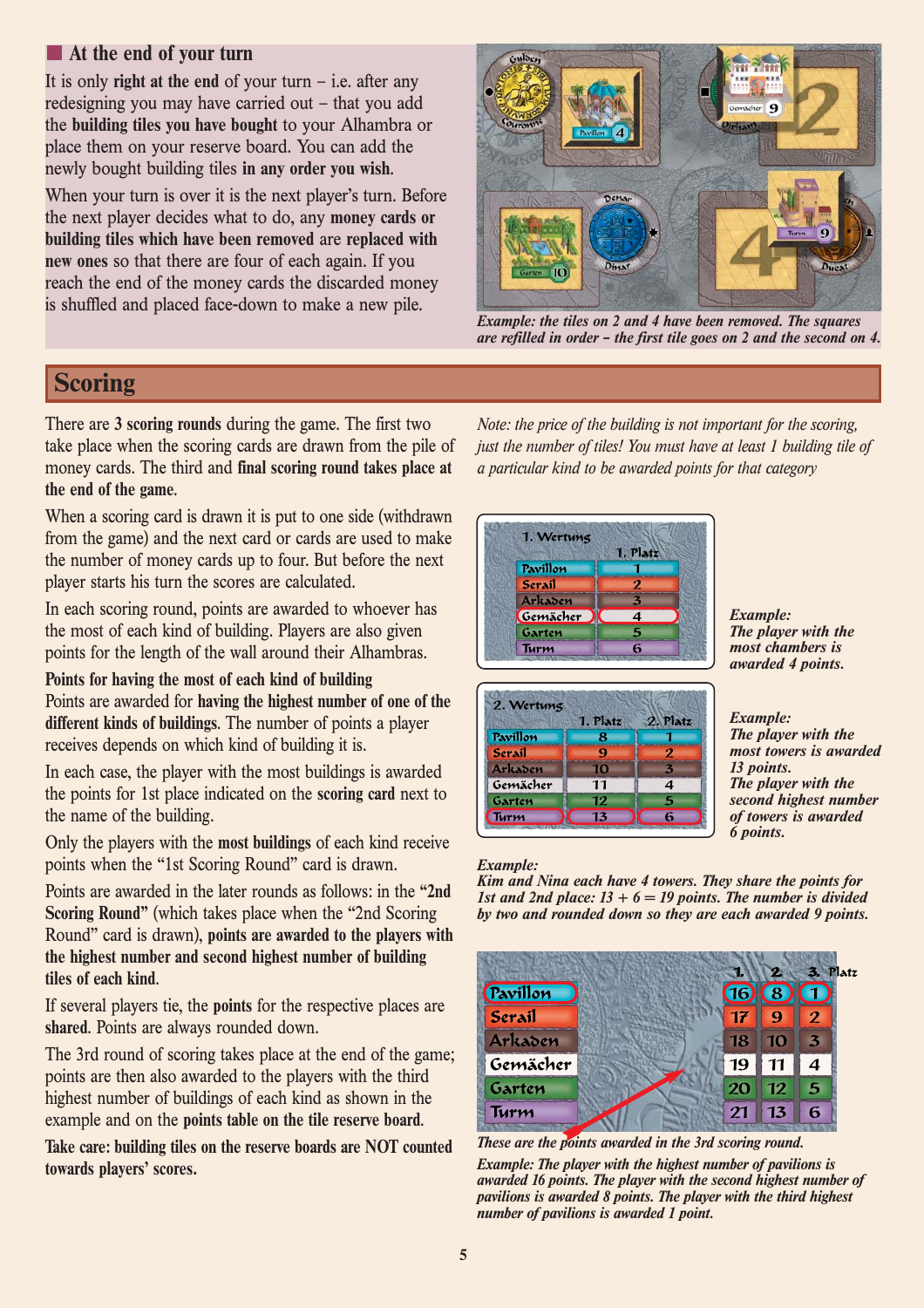## At the end of your turn

It is only **right at the end** of your turn – i.e. after any redesigning you may have carried out – that you add the **building tiles you have bought** to your Alhambra or place them on your reserve board. You can add the newly bought building tiles **in any order you wish**.

When your turn is over it is the next player's turn. Before the next player decides what to do, any **money cards or building tiles which have been removed** are **replaced with new ones** so that there are four of each again. If you reach the end of the money cards the discarded money is shuffled and placed face-down to make a new pile.

*Example: the tiles on 2 and 4 have been removed. The squares are refilled in order – the first tile goes on 2 and the second on 4.*

## Scoring

There are **3 scoring rounds** during the game. The first two take place when the scoring cards are drawn from the pile of money cards. The third and **final scoring round takes place at the end of the game**.

When a scoring card is drawn it is put to one side (withdrawn from the game) and the next card or cards are used to make the number of money cards up to four. But before the next player starts his turn the scores are calculated.

In each scoring round, points are awarded to whoever has the most of each kind of building. Players are also given points for the length of the wall around their Alhambras.

**Points for having the most of each kind of building**
Points are awarded for **having the highest number of one of the different kinds of buildings**. The number of points a player receives depends on which kind of building it is.

In each case, the player with the most buildings is awarded the points for 1st place indicated on the **scoring card** next to the name of the building.

Only the players with the **most buildings** of each kind receive points when the "1st Scoring Round" card is drawn.

Points are awarded in the later rounds as follows: in the **"2nd Scoring Round"** (which takes place when the "2nd Scoring Round" card is drawn), **points are awarded to the players with the highest number and second highest number of building tiles of each kind**.

If several players tie, the **points** for the respective places are **shared**. Points are always rounded down.

The 3rd round of scoring takes place at the end of the game; points are then also awarded to the players with the third highest number of buildings of each kind as shown in the example and on the **points table on the tile reserve board**.

**Take care: building tiles on the reserve boards are NOT counted towards players' scores.**

*Note: the price of the building is not important for the scoring, just the number of tiles! You must have at least 1 building tile of a particular kind to be awarded points for that category*

| 1. Wertung | 1. Platz |
|---|---|
| Pavillon | 1 |
| Serail | 2 |
| Arkaden | 3 |
| Gemächer | 4 |
| Garten | 5 |
| Turm | 6 |

***Example:** The player with the most chambers is awarded 4 points.*

| 2. Wertung | 1. Platz | 2. Platz |
|---|---|---|
| Pavillon | 8 | 1 |
| Serail | 9 | 2 |
| Arkaden | 10 | 3 |
| Gemächer | 11 | 4 |
| Garten | 12 | 5 |
| Turm | 13 | 6 |

***Example:** The player with the most towers is awarded 13 points. The player with the second highest number of towers is awarded 6 points.*

***Example:** Kim and Nina each have 4 towers. They share the points for 1st and 2nd place: 13 + 6 = 19 points. The number is divided by two and rounded down so they are each awarded 9 points.*

| | 1. | 2. | 3. Platz |
|---|---|---|---|
| Pavillon | 16 | 8 | 1 |
| Serail | 17 | 9 | 2 |
| Arkaden | 18 | 10 | 3 |
| Gemächer | 19 | 11 | 4 |
| Garten | 20 | 12 | 5 |
| Turm | 21 | 13 | 6 |

*These are the points awarded in the 3rd scoring round.*

***Example:** The player with the highest number of pavilions is awarded 16 points. The player with the second highest number of pavilions is awarded 8 points. The player with the third highest number of pavilions is awarded 1 point.*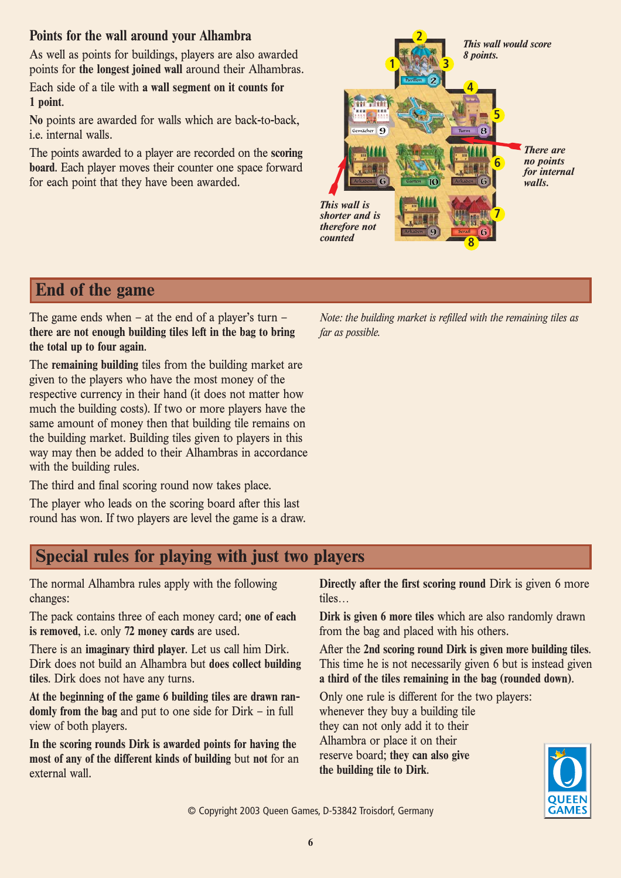## Points for the wall around your Alhambra

As well as points for buildings, players are also awarded points for **the longest joined wall** around their Alhambras.

Each side of a tile with **a wall segment on it counts for 1 point**.

**No** points are awarded for walls which are back-to-back, i.e. internal walls.

The points awarded to a player are recorded on the **scoring board**. Each player moves their counter one space forward for each point that they have been awarded.

*This wall would score 8 points.*

*There are no points for internal walls.*

*This wall is shorter and is therefore not counted*

## End of the game

The game ends when – at the end of a player's turn – **there are not enough building tiles left in the bag to bring the total up to four again**.

The **remaining building** tiles from the building market are given to the players who have the most money of the respective currency in their hand (it does not matter how much the building costs). If two or more players have the same amount of money then that building tile remains on the building market. Building tiles given to players in this way may then be added to their Alhambras in accordance with the building rules.

The third and final scoring round now takes place.

The player who leads on the scoring board after this last round has won. If two players are level the game is a draw.

*Note: the building market is refilled with the remaining tiles as far as possible.*

## Special rules for playing with just two players

The normal Alhambra rules apply with the following changes:

The pack contains three of each money card; **one of each is removed**, i.e. only **72 money cards** are used.

There is an **imaginary third player**. Let us call him Dirk. Dirk does not build an Alhambra but **does collect building tiles**. Dirk does not have any turns.

**At the beginning of the game 6 building tiles are drawn randomly from the bag** and put to one side for Dirk – in full view of both players.

**In the scoring rounds Dirk is awarded points for having the most of any of the different kinds of building** but **not** for an external wall.

**Directly after the first scoring round** Dirk is given 6 more tiles…

**Dirk is given 6 more tiles** which are also randomly drawn from the bag and placed with his others.

After the **2nd scoring round Dirk is given more building tiles**. This time he is not necessarily given 6 but is instead given **a third of the tiles remaining in the bag (rounded down)**.

Only one rule is different for the two players: whenever they buy a building tile they can not only add it to their Alhambra or place it on their reserve board; **they can also give the building tile to Dirk**.

© Copyright 2003 Queen Games, D-53842 Troisdorf, Germany